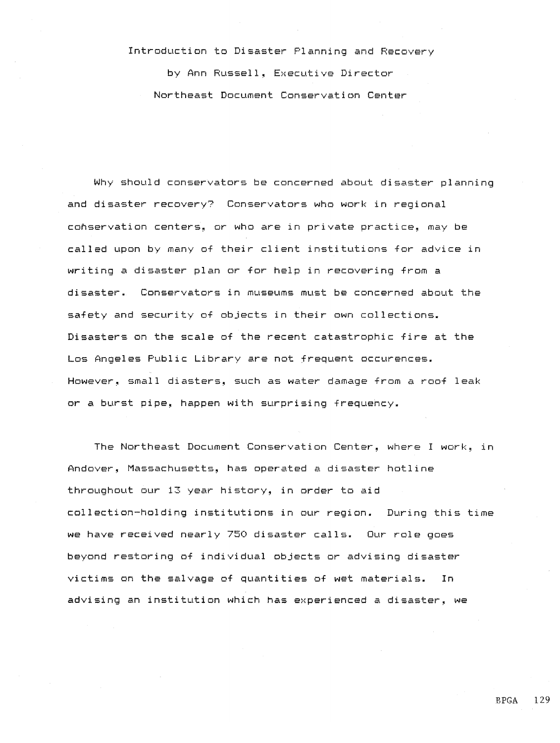# Introduction to Disaster Planning and Recovery

by Ann Russell, Executive Director

Northeast Document Conservation Center

Why should conservators be concerned about disaster planning and disaster recovery? Conservators who work in regional conservation centers, or who are in private practice, may be called upon by many of their client institutions for advice in writing a disaster plan or for help in recovering from a disaster. Conservators in museums must be concerned about the safety and security of objects in their own collections. Disasters on the scale of the recent catastrophic fire at the Los Angeles Public Library are not frequent occurences. However, small diasters, such as water damage from a roof leak or a burst pipe, happen with surprising frequency.

The Northeast Document Conservation Center, where I work, in Andover, Massachusetts, has operated a disaster hotline throughout our 13 year history, in order to aid collection-holding institutions in our region. During this time we have received nearly 750 disaster calls. Our role goes beyond restoring of individual objects or advising disaster victims on the salvage of quantities of wet materials. In advising an institution which has experienced a disaster, we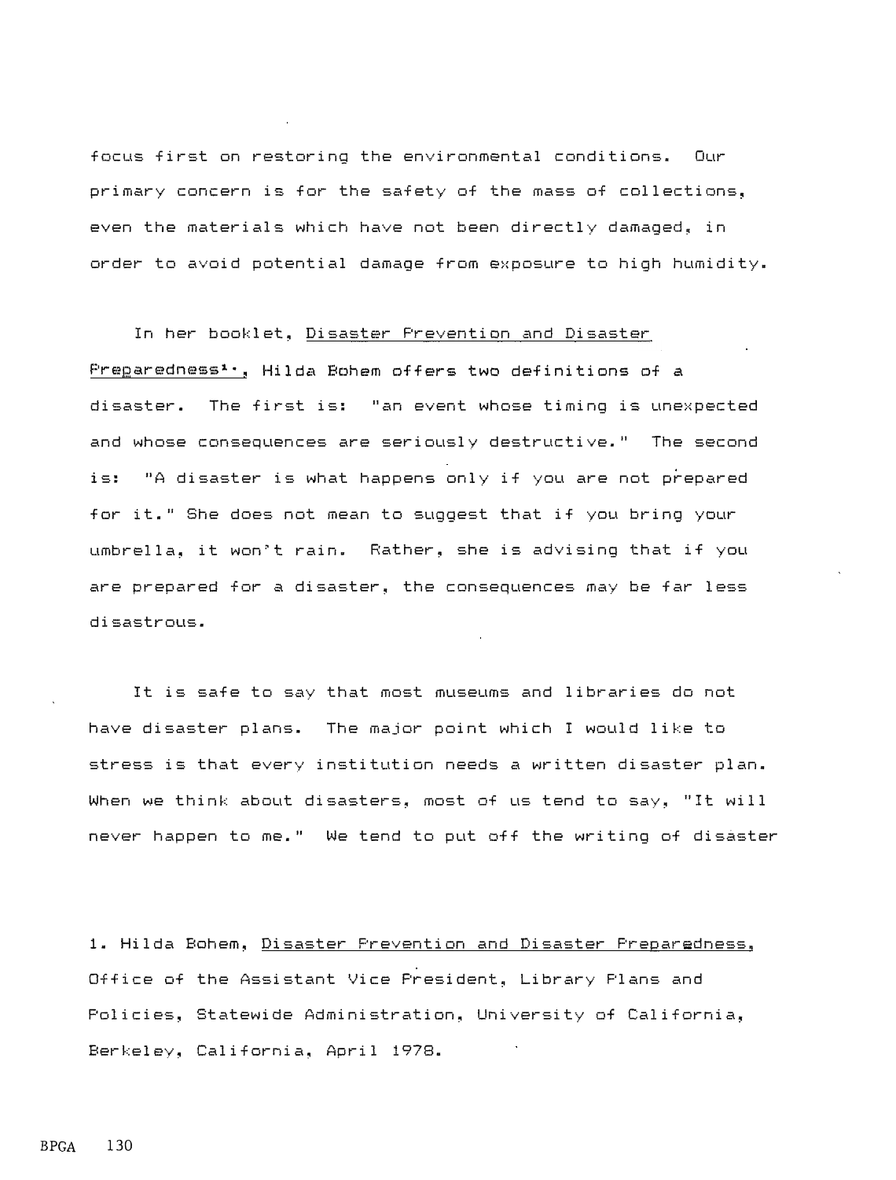focus first on restoring the environmental conditions. Our primary concern is for the safety of the mass of collections, even the materials which have not been directly damaged, in order to avoid potential damage from exposure to high humidity.

In her booklet, Disaster Prevention and Disaster Preparedness[1], Hilda Bohem offers two definitions of a disaster. The first is: "an event whose timing is unexpected and whose consequences are seriously destructive." The second is: "A disaster is what happens only if you are not prepared for it." She does not mean to suggest that if you bring your umbrella, it won't rain. Rather, she is advising that if you are prepared for a disaster, the consequences may be far less disastrous.

It is safe to say that most museums and libraries do not have disaster plans. The major point which I would like to stress is that every institution needs a written disaster plan. When we think about disasters, most of us tend to say, "It will never happen to me." We tend to put off the writing of disaster

1. Hilda Bohem, Disaster Prevention and Disaster Preparedness, Office of the Assistant Vice President, Library Plans and Policies, Statewide Administration, University of California, Berkeley, California, April 1978.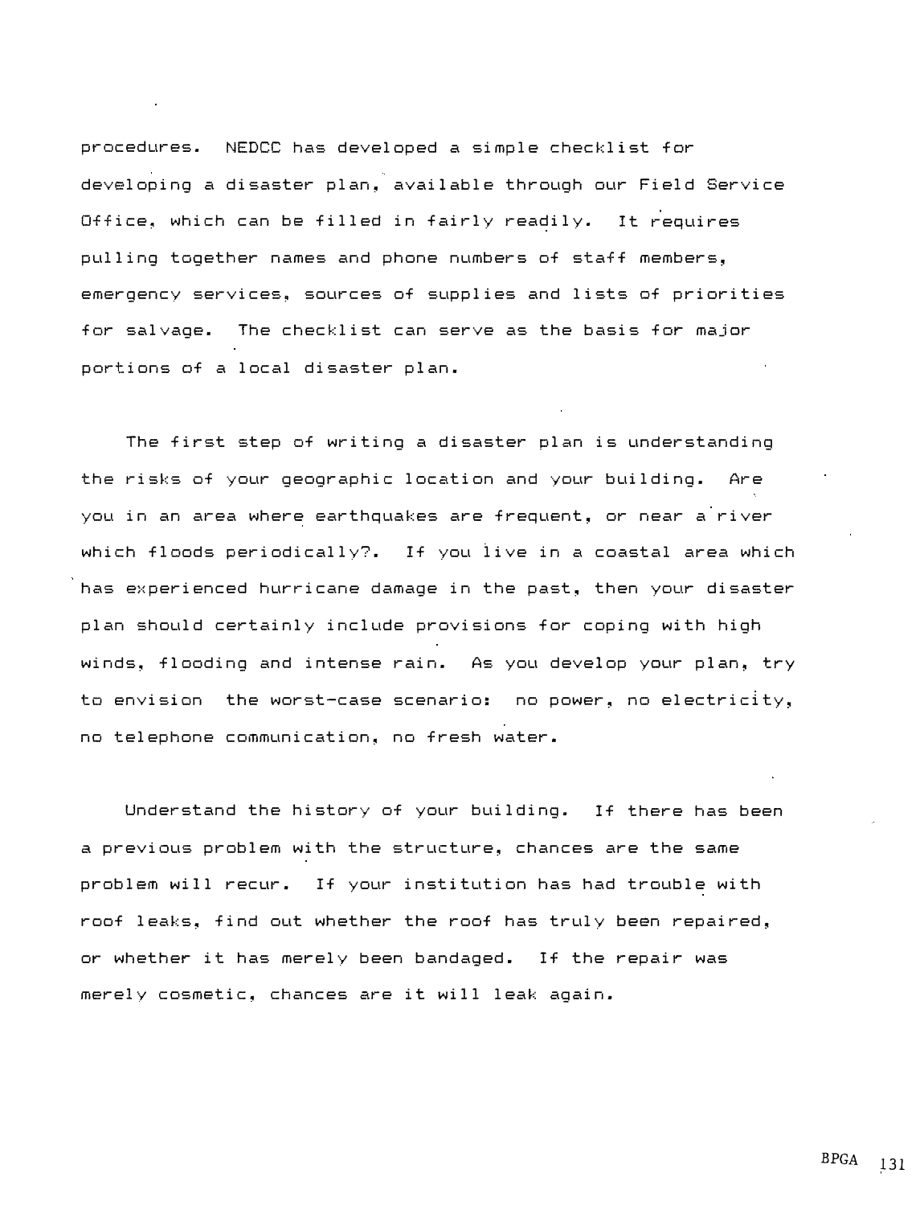procedures. NEDCC has developed a simple checklist for developing a disaster plan, available through our Field Service Office, which can be filled in fairly readily. It requires pulling together names and phone numbers of staff members, emergency services, sources of supplies and lists of priorities for salvage. The checklist can serve as the basis for major portions of a local disaster plan.

The first step of writing a disaster plan is understanding the risks of your geographic location and your building. Are you in an area where earthquakes are frequent, or near a river which floods periodically?. If you live in a coastal area which has experienced hurricane damage in the past, then your disaster plan should certainly include provisions for coping with high winds, flooding and intense rain. As you develop your plan, try to envision the worst-case scenario: no power, no electricity, no telephone communication, no fresh water.

Understand the history of your building. If there has been a previous problem with the structure, chances are the same problem will recur. If your institution has had trouble with roof leaks, find out whether the roof has truly been repaired, or whether it has merely been bandaged. If the repair was merely cosmetic, chances are it will leak again.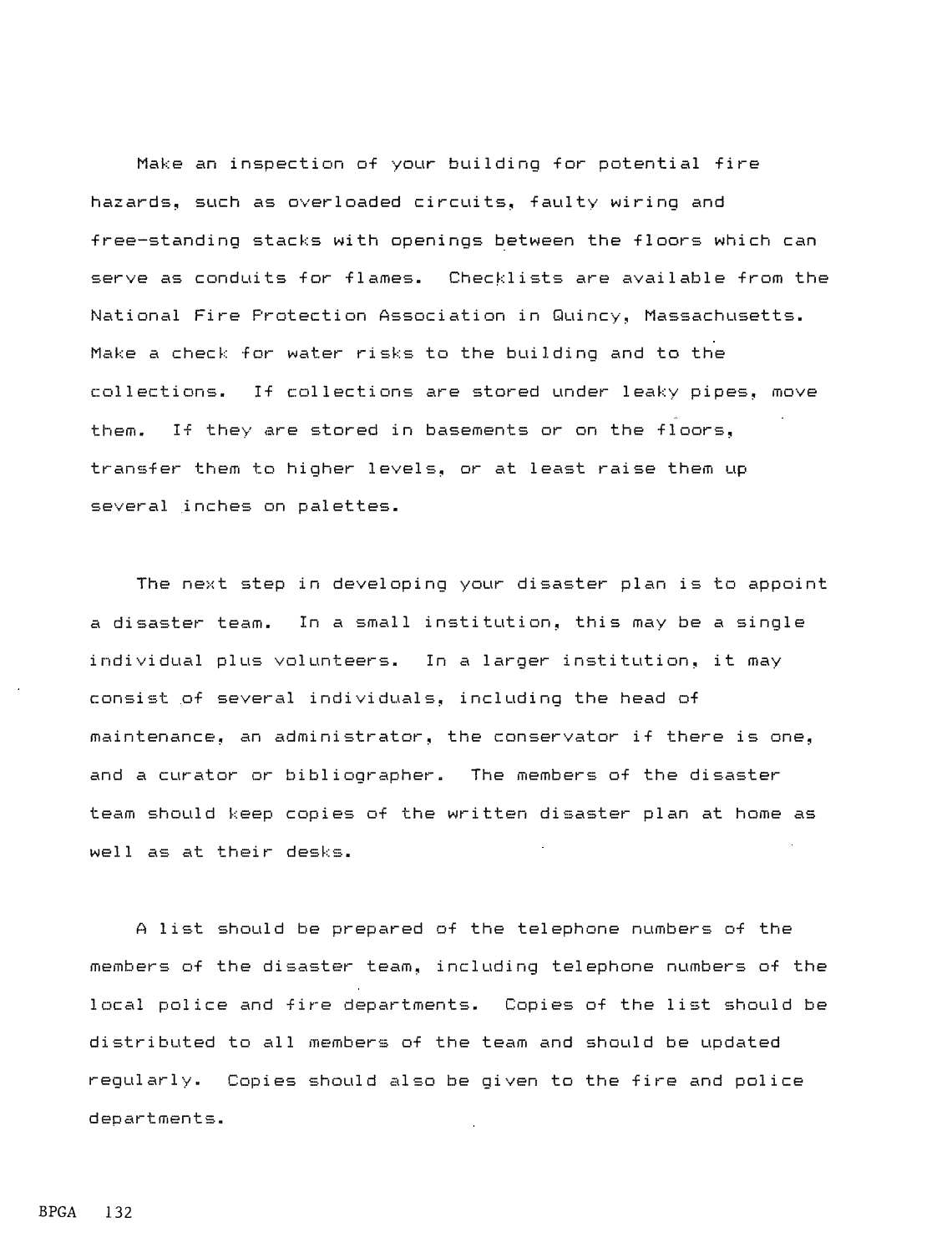Make an inspection of your building for potential fire hazards, such as overloaded circuits, faulty wiring and free-standing stacks with openings between the floors which can serve as conduits for flames. Checklists are available from the National Fire Protection Association in Quincy, Massachusetts. Make a check for water risks to the building and to the collections. If collections are stored under leaky pipes, move them. If they are stored in basements or on the floors, transfer them to higher levels, or at least raise them up several inches on palettes.

The next step in developing your disaster plan is to appoint a disaster team. In a small institution, this may be a single individual plus volunteers. In a larger institution, it may consist of several individuals, including the head of maintenance, an administrator, the conservator if there is one, and a curator or bibliographer. The members of the disaster team should keep copies of the written disaster plan at home as well as at their desks.

A list should be prepared of the telephone numbers of the members of the disaster team, including telephone numbers of the local police and fire departments. Copies of the list should be distributed to all members of the team and should be updated regularly. Copies should also be given to the fire and police departments.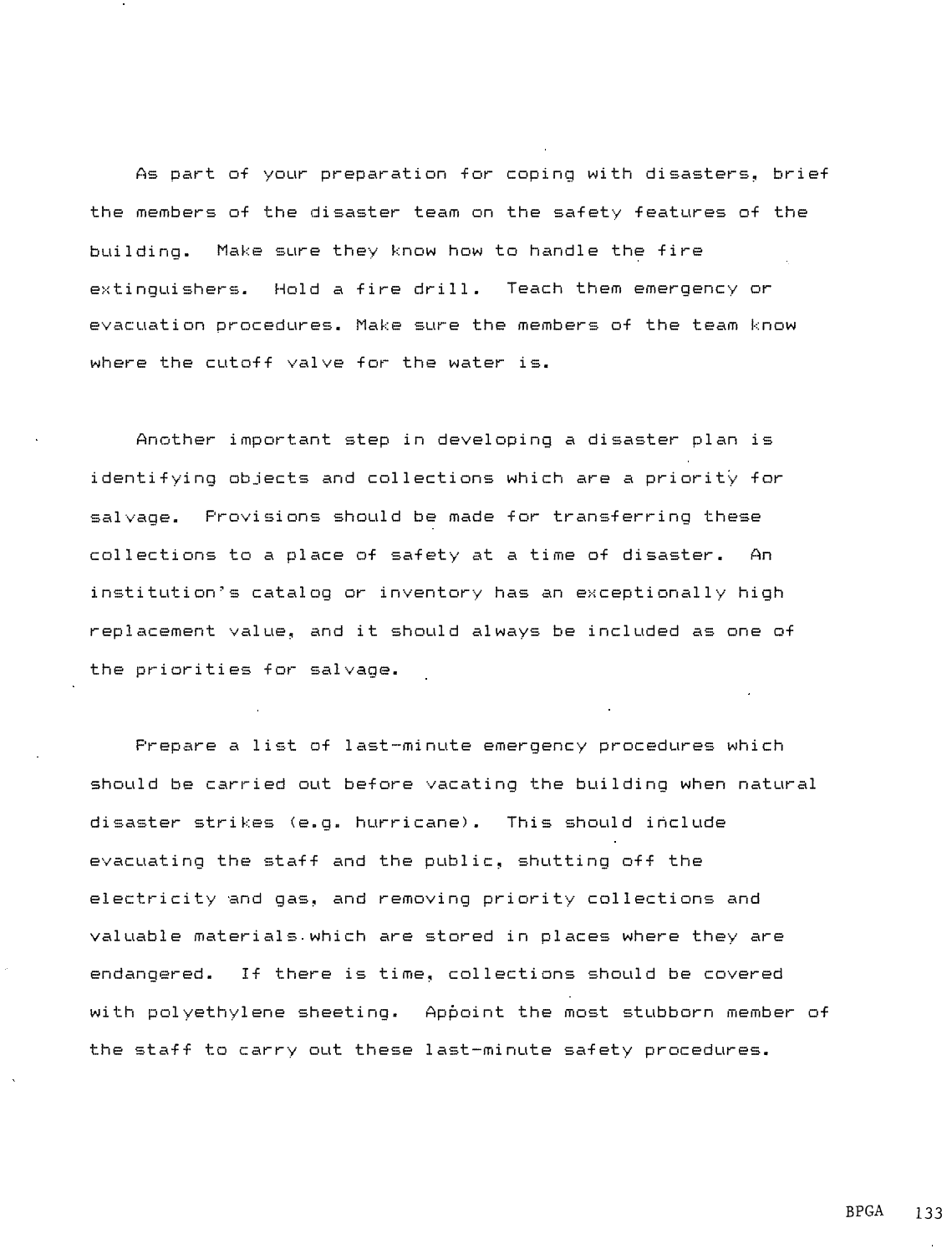As part of your preparation for coping with disasters, brief the members of the disaster team on the safety features of the building. Make sure they know how to handle the fire extinguishers. Hold a fire drill. Teach them emergency or evacuation procedures. Make sure the members of the team know where the cutoff valve for the water is.

Another important step in developing a disaster plan is identifying objects and collections which are a priority for salvage. Provisions should be made for transferring these collections to a place of safety at a time of disaster. An institution's catalog or inventory has an exceptionally high replacement value, and it should always be included as one of the priorities for salvage.

Prepare a list of last-minute emergency procedures which should be carried out before vacating the building when natural disaster strikes (e.g. hurricane). This should include evacuating the staff and the public, shutting off the electricity and gas, and removing priority collections and valuable materials which are stored in places where they are endangered. If there is time, collections should be covered with polyethylene sheeting. Appoint the most stubborn member of the staff to carry out these last-minute safety procedures.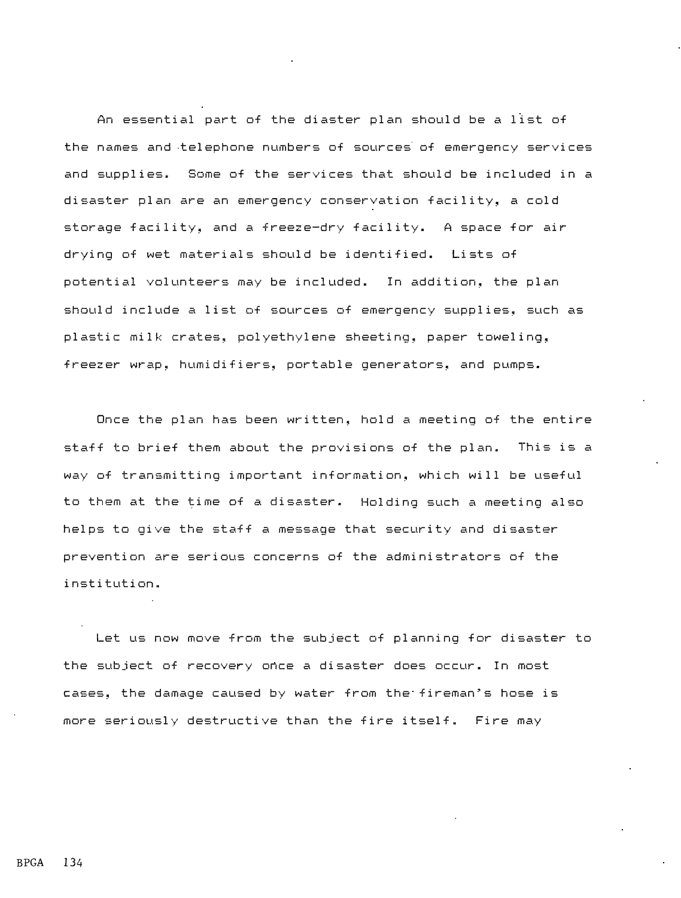An essential part of the diaster plan should be a list of the names and telephone numbers of sources of emergency services and supplies. Some of the services that should be included in a disaster plan are an emergency conservation facility, a cold storage facility, and a freeze-dry facility. A space for air drying of wet materials should be identified. Lists of potential volunteers may be included. In addition, the plan should include a list of sources of emergency supplies, such as plastic milk crates, polyethylene sheeting, paper toweling, freezer wrap, humidifiers, portable generators, and pumps.

Once the plan has been written, hold a meeting of the entire staff to brief them about the provisions of the plan. This is a way of transmitting important information, which will be useful to them at the time of a disaster. Holding such a meeting also helps to give the staff a message that security and disaster prevention are serious concerns of the administrators of the institution.

Let us now move from the subject of planning for disaster to the subject of recovery once a disaster does occur. In most cases, the damage caused by water from the fireman's hose is more seriously destructive than the fire itself. Fire may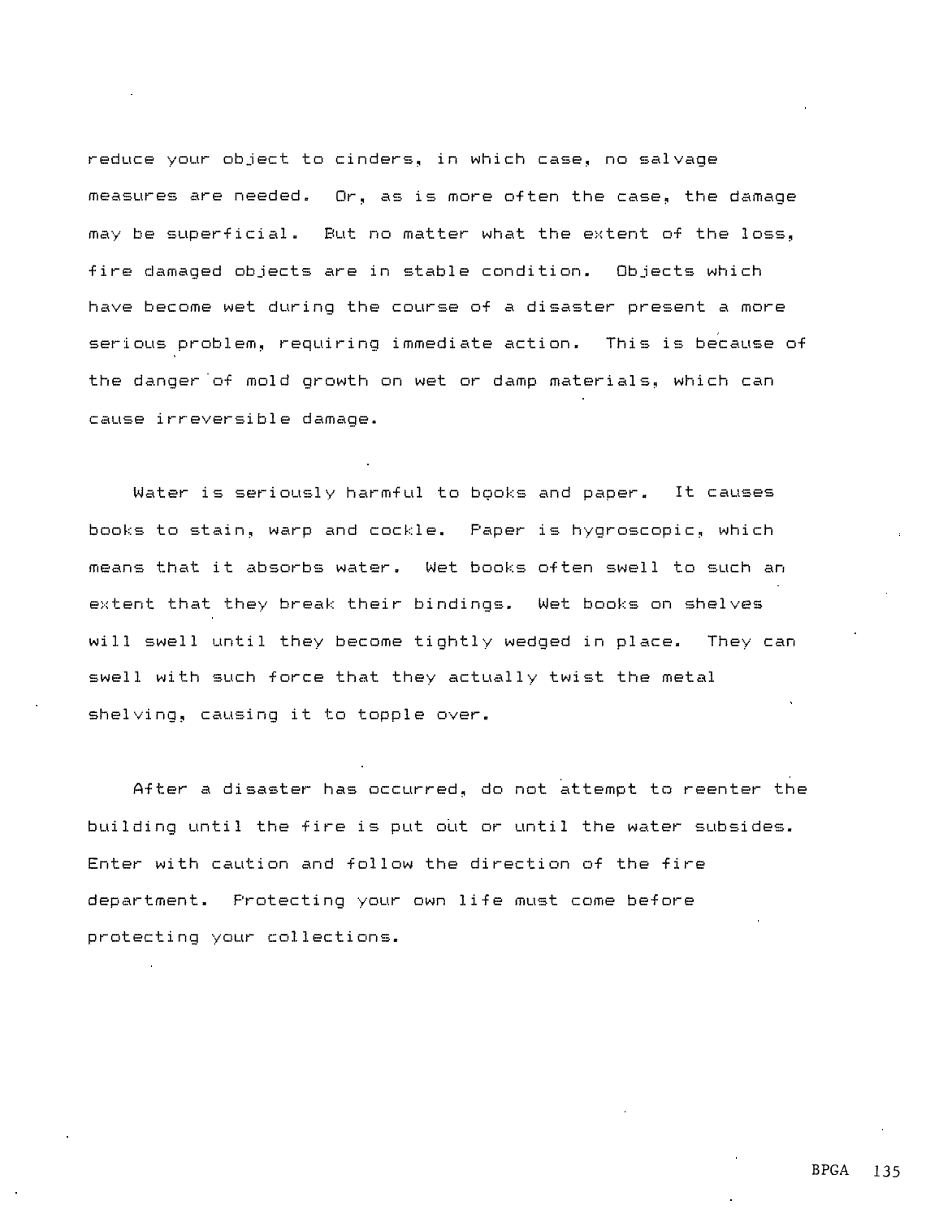reduce your object to cinders, in which case, no salvage measures are needed. Or, as is more often the case, the damage may be superficial. But no matter what the extent of the loss, fire damaged objects are in stable condition. Objects which have become wet during the course of a disaster present a more serious problem, requiring immediate action. This is because of the danger of mold growth on wet or damp materials, which can cause irreversible damage.

Water is seriously harmful to books and paper. It causes books to stain, warp and cockle. Paper is hygroscopic, which means that it absorbs water. Wet books often swell to such an extent that they break their bindings. Wet books on shelves will swell until they become tightly wedged in place. They can swell with such force that they actually twist the metal shelving, causing it to topple over.

After a disaster has occurred, do not attempt to reenter the building until the fire is put out or until the water subsides. Enter with caution and follow the direction of the fire department. Protecting your own life must come before protecting your collections.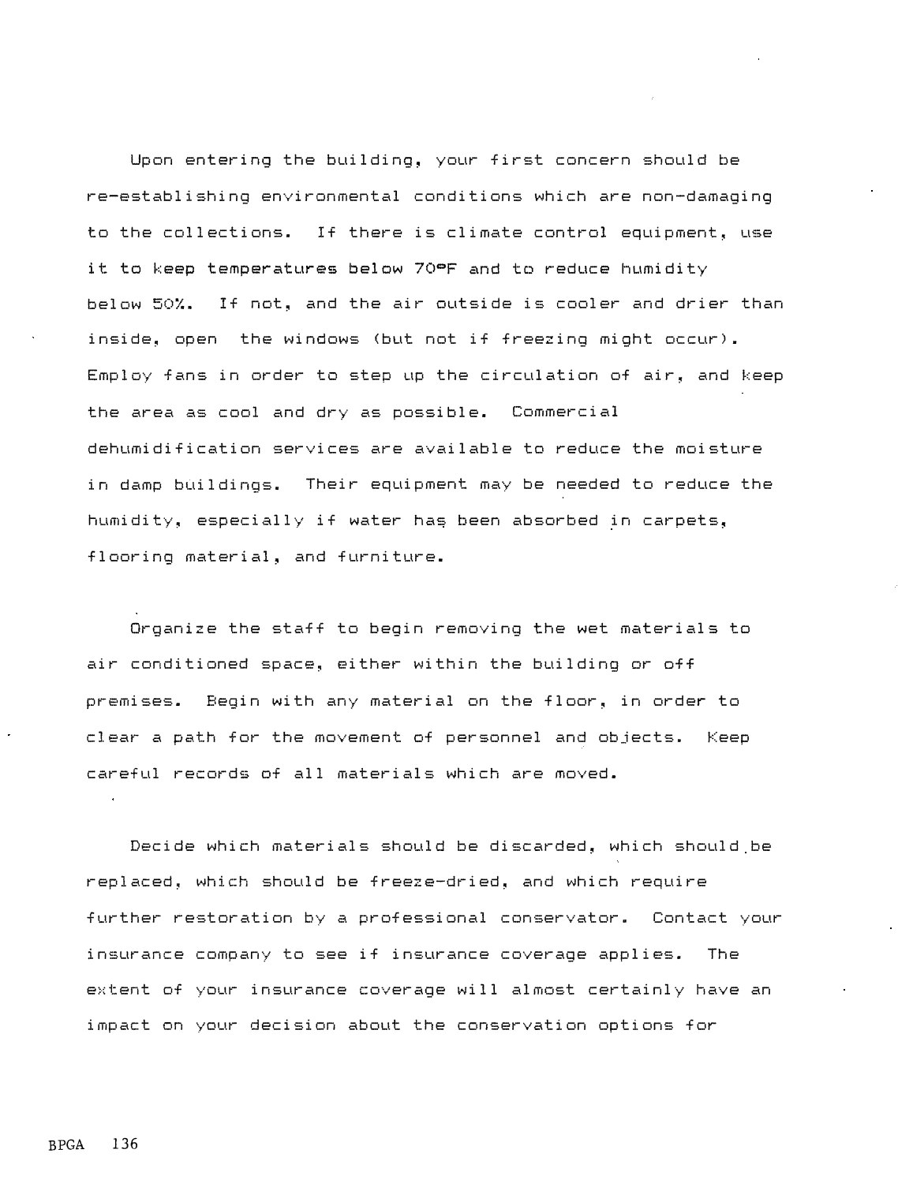Upon entering the building, your first concern should be re-establishing environmental conditions which are non-damaging to the collections. If there is climate control equipment, use it to keep temperatures below 70°F and to reduce humidity below 50%. If not, and the air outside is cooler and drier than inside, open the windows (but not if freezing might occur). Employ fans in order to step up the circulation of air, and keep the area as cool and dry as possible. Commercial dehumidification services are available to reduce the moisture in damp buildings. Their equipment may be needed to reduce the humidity, especially if water has been absorbed in carpets, flooring material, and furniture.

Organize the staff to begin removing the wet materials to air conditioned space, either within the building or off premises. Begin with any material on the floor, in order to clear a path for the movement of personnel and objects. Keep careful records of all materials which are moved.

Decide which materials should be discarded, which should be replaced, which should be freeze-dried, and which require further restoration by a professional conservator. Contact your insurance company to see if insurance coverage applies. The extent of your insurance coverage will almost certainly have an impact on your decision about the conservation options for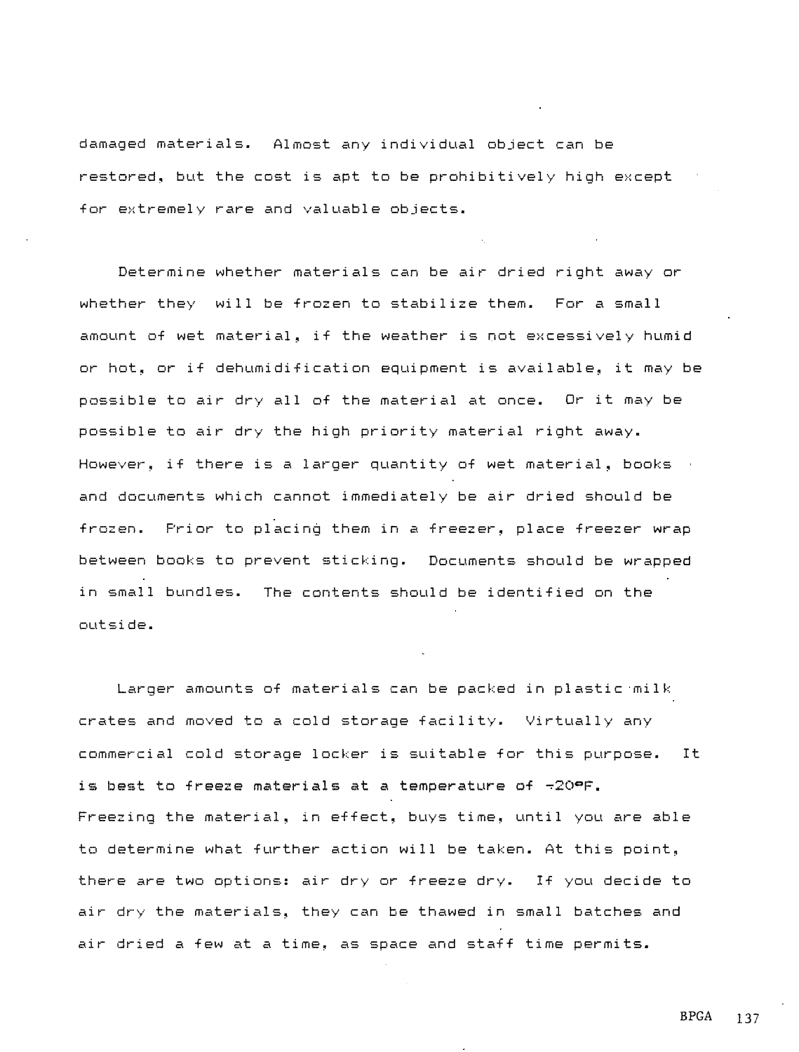damaged materials. Almost any individual object can be restored, but the cost is apt to be prohibitively high except for extremely rare and valuable objects.

Determine whether materials can be air dried right away or whether they will be frozen to stabilize them. For a small amount of wet material, if the weather is not excessively humid or hot, or if dehumidification equipment is available, it may be possible to air dry all of the material at once. Or it may be possible to air dry the high priority material right away. However, if there is a larger quantity of wet material, books and documents which cannot immediately be air dried should be frozen. Prior to placing them in a freezer, place freezer wrap between books to prevent sticking. Documents should be wrapped in small bundles. The contents should be identified on the outside.

Larger amounts of materials can be packed in plastic milk crates and moved to a cold storage facility. Virtually any commercial cold storage locker is suitable for this purpose. It is best to freeze materials at a temperature of -20°F. Freezing the material, in effect, buys time, until you are able to determine what further action will be taken. At this point, there are two options: air dry or freeze dry. If you decide to air dry the materials, they can be thawed in small batches and air dried a few at a time, as space and staff time permits.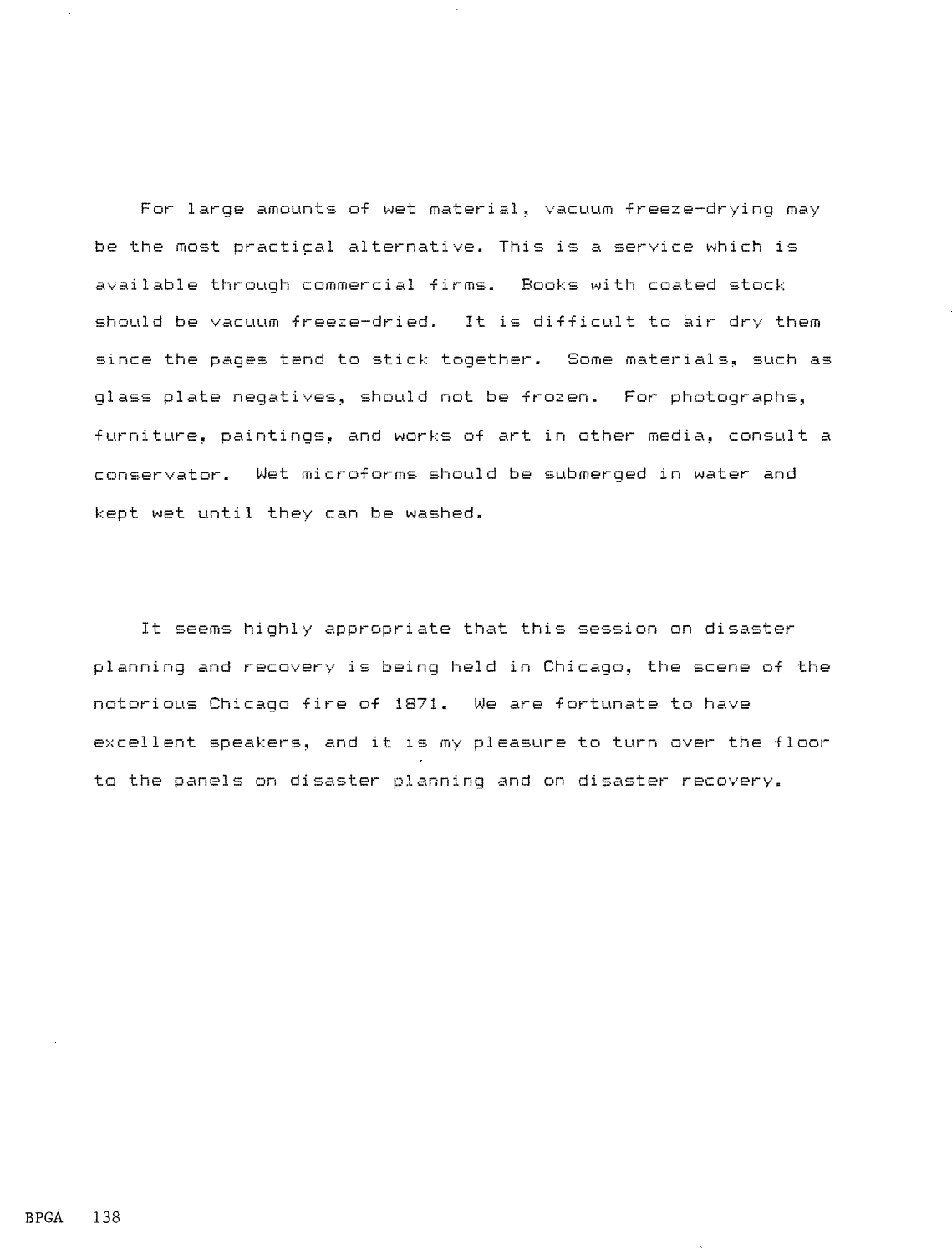For large amounts of wet material, vacuum freeze-drying may be the most practical alternative. This is a service which is available through commercial firms. Books with coated stock should be vacuum freeze-dried. It is difficult to air dry them since the pages tend to stick together. Some materials, such as glass plate negatives, should not be frozen. For photographs, furniture, paintings, and works of art in other media, consult a conservator. Wet microforms should be submerged in water and kept wet until they can be washed.

It seems highly appropriate that this session on disaster planning and recovery is being held in Chicago, the scene of the notorious Chicago fire of 1871. We are fortunate to have excellent speakers, and it is my pleasure to turn over the floor to the panels on disaster planning and on disaster recovery.